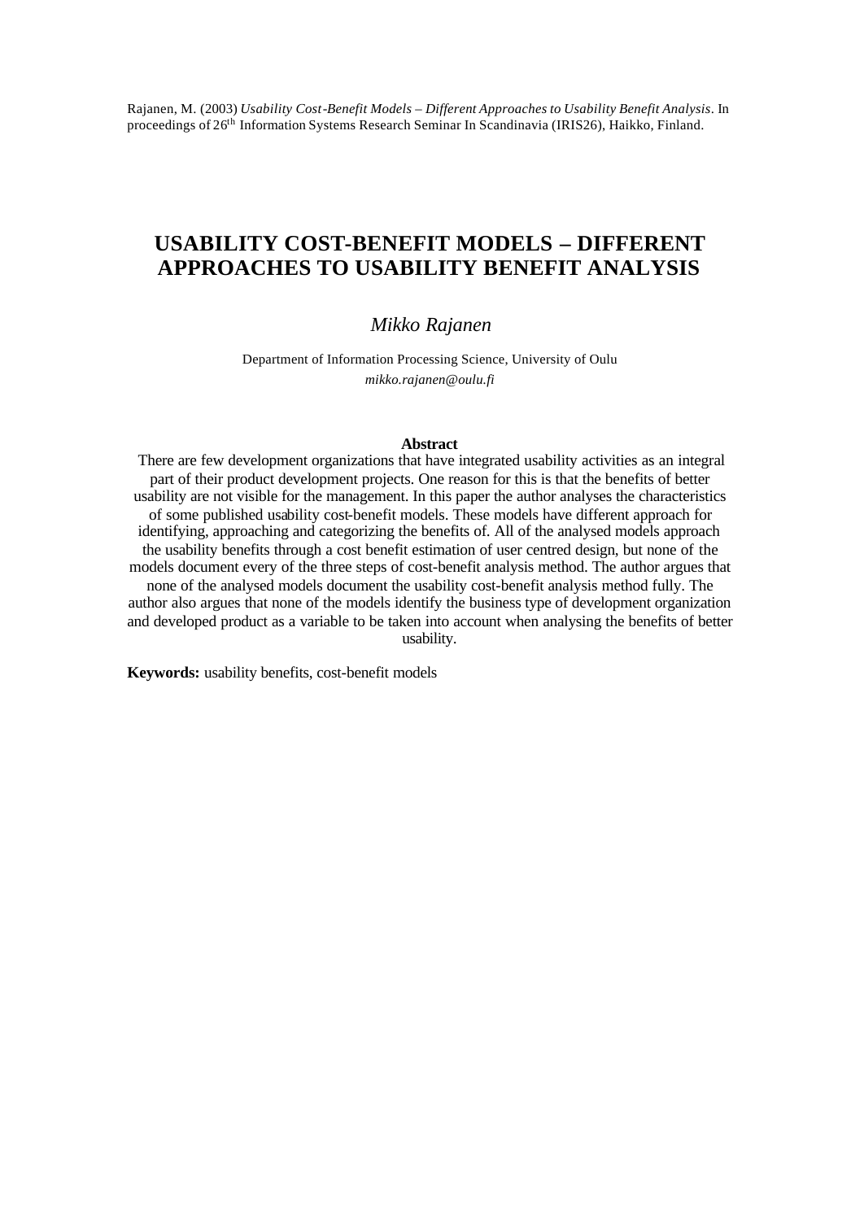Rajanen, M. (2003) *Usability Cost-Benefit Models – Different Approaches to Usability Benefit Analysis*. In proceedings of 26th Information Systems Research Seminar In Scandinavia (IRIS26), Haikko, Finland.

# USABILITY COST-BENEFIT MODELS – DIFFERENT APPROACHES TO USABILITY BENEFIT ANALYSIS

*Mikko Rajanen*

Department of Information Processing Science, University of Oulu
*mikko.rajanen@oulu.fi*

**Abstract**

There are few development organizations that have integrated usability activities as an integral part of their product development projects. One reason for this is that the benefits of better usability are not visible for the management. In this paper the author analyses the characteristics of some published usability cost-benefit models. These models have different approach for identifying, approaching and categorizing the benefits of. All of the analysed models approach the usability benefits through a cost benefit estimation of user centred design, but none of the models document every of the three steps of cost-benefit analysis method. The author argues that none of the analysed models document the usability cost-benefit analysis method fully. The author also argues that none of the models identify the business type of development organization and developed product as a variable to be taken into account when analysing the benefits of better usability.

**Keywords:** usability benefits, cost-benefit models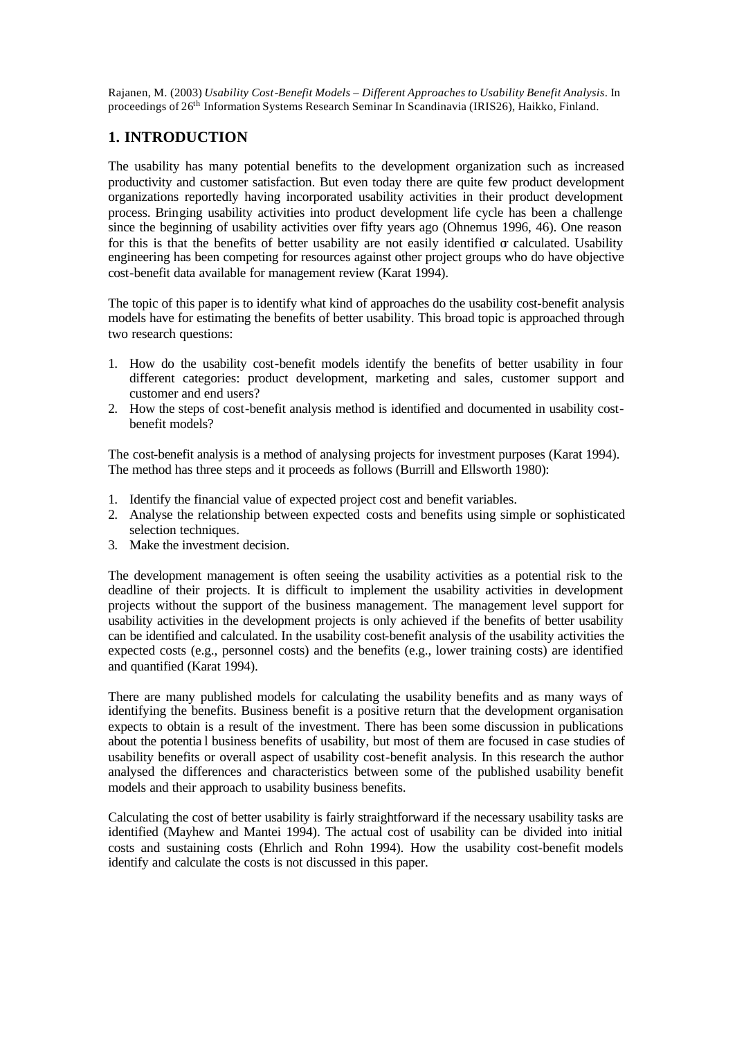Rajanen, M. (2003) *Usability Cost-Benefit Models – Different Approaches to Usability Benefit Analysis*. In proceedings of 26th Information Systems Research Seminar In Scandinavia (IRIS26), Haikko, Finland.

# 1. INTRODUCTION

The usability has many potential benefits to the development organization such as increased productivity and customer satisfaction. But even today there are quite few product development organizations reportedly having incorporated usability activities in their product development process. Bringing usability activities into product development life cycle has been a challenge since the beginning of usability activities over fifty years ago (Ohnemus 1996, 46). One reason for this is that the benefits of better usability are not easily identified or calculated. Usability engineering has been competing for resources against other project groups who do have objective cost-benefit data available for management review (Karat 1994).

The topic of this paper is to identify what kind of approaches do the usability cost-benefit analysis models have for estimating the benefits of better usability. This broad topic is approached through two research questions:

1. How do the usability cost-benefit models identify the benefits of better usability in four different categories: product development, marketing and sales, customer support and customer and end users?
2. How the steps of cost-benefit analysis method is identified and documented in usability cost-benefit models?

The cost-benefit analysis is a method of analysing projects for investment purposes (Karat 1994). The method has three steps and it proceeds as follows (Burrill and Ellsworth 1980):

1. Identify the financial value of expected project cost and benefit variables.
2. Analyse the relationship between expected costs and benefits using simple or sophisticated selection techniques.
3. Make the investment decision.

The development management is often seeing the usability activities as a potential risk to the deadline of their projects. It is difficult to implement the usability activities in development projects without the support of the business management. The management level support for usability activities in the development projects is only achieved if the benefits of better usability can be identified and calculated. In the usability cost-benefit analysis of the usability activities the expected costs (e.g., personnel costs) and the benefits (e.g., lower training costs) are identified and quantified (Karat 1994).

There are many published models for calculating the usability benefits and as many ways of identifying the benefits. Business benefit is a positive return that the development organisation expects to obtain is a result of the investment. There has been some discussion in publications about the potentia l business benefits of usability, but most of them are focused in case studies of usability benefits or overall aspect of usability cost-benefit analysis. In this research the author analysed the differences and characteristics between some of the published usability benefit models and their approach to usability business benefits.

Calculating the cost of better usability is fairly straightforward if the necessary usability tasks are identified (Mayhew and Mantei 1994). The actual cost of usability can be divided into initial costs and sustaining costs (Ehrlich and Rohn 1994). How the usability cost-benefit models identify and calculate the costs is not discussed in this paper.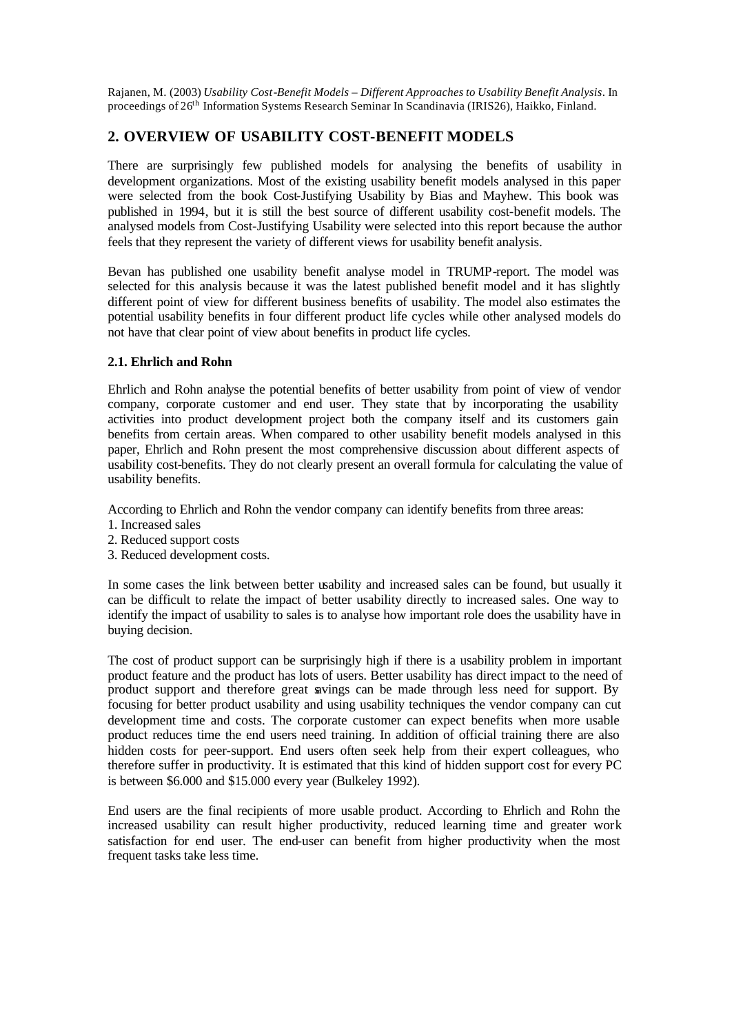## 2. OVERVIEW OF USABILITY COST-BENEFIT MODELS

There are surprisingly few published models for analysing the benefits of usability in development organizations. Most of the existing usability benefit models analysed in this paper were selected from the book Cost-Justifying Usability by Bias and Mayhew. This book was published in 1994, but it is still the best source of different usability cost-benefit models. The analysed models from Cost-Justifying Usability were selected into this report because the author feels that they represent the variety of different views for usability benefit analysis.

Bevan has published one usability benefit analyse model in TRUMP-report. The model was selected for this analysis because it was the latest published benefit model and it has slightly different point of view for different business benefits of usability. The model also estimates the potential usability benefits in four different product life cycles while other analysed models do not have that clear point of view about benefits in product life cycles.

### 2.1. Ehrlich and Rohn

Ehrlich and Rohn analyse the potential benefits of better usability from point of view of vendor company, corporate customer and end user. They state that by incorporating the usability activities into product development project both the company itself and its customers gain benefits from certain areas. When compared to other usability benefit models analysed in this paper, Ehrlich and Rohn present the most comprehensive discussion about different aspects of usability cost-benefits. They do not clearly present an overall formula for calculating the value of usability benefits.

According to Ehrlich and Rohn the vendor company can identify benefits from three areas:
1. Increased sales
2. Reduced support costs
3. Reduced development costs.

In some cases the link between better usability and increased sales can be found, but usually it can be difficult to relate the impact of better usability directly to increased sales. One way to identify the impact of usability to sales is to analyse how important role does the usability have in buying decision.

The cost of product support can be surprisingly high if there is a usability problem in important product feature and the product has lots of users. Better usability has direct impact to the need of product support and therefore great savings can be made through less need for support. By focusing for better product usability and using usability techniques the vendor company can cut development time and costs. The corporate customer can expect benefits when more usable product reduces time the end users need training. In addition of official training there are also hidden costs for peer-support. End users often seek help from their expert colleagues, who therefore suffer in productivity. It is estimated that this kind of hidden support cost for every PC is between \$6.000 and \$15.000 every year (Bulkeley 1992).

End users are the final recipients of more usable product. According to Ehrlich and Rohn the increased usability can result higher productivity, reduced learning time and greater work satisfaction for end user. The end-user can benefit from higher productivity when the most frequent tasks take less time.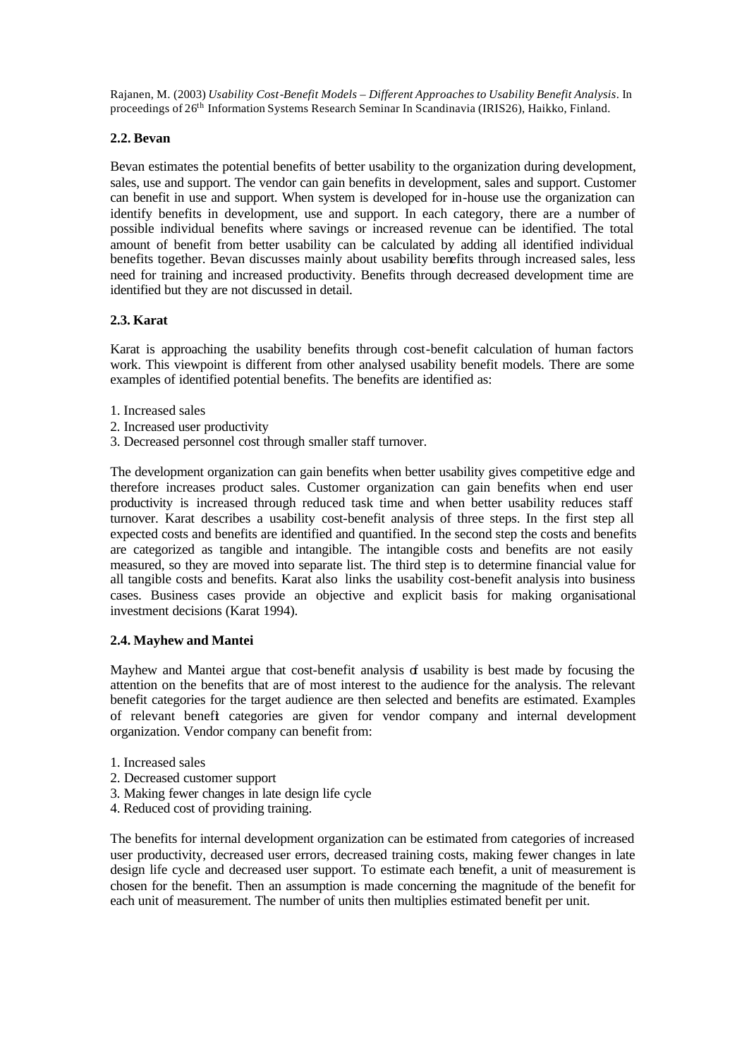### 2.2. Bevan

Bevan estimates the potential benefits of better usability to the organization during development, sales, use and support. The vendor can gain benefits in development, sales and support. Customer can benefit in use and support. When system is developed for in-house use the organization can identify benefits in development, use and support. In each category, there are a number of possible individual benefits where savings or increased revenue can be identified. The total amount of benefit from better usability can be calculated by adding all identified individual benefits together. Bevan discusses mainly about usability benefits through increased sales, less need for training and increased productivity. Benefits through decreased development time are identified but they are not discussed in detail.

### 2.3. Karat

Karat is approaching the usability benefits through cost-benefit calculation of human factors work. This viewpoint is different from other analysed usability benefit models. There are some examples of identified potential benefits. The benefits are identified as:

1. Increased sales
2. Increased user productivity
3. Decreased personnel cost through smaller staff turnover.

The development organization can gain benefits when better usability gives competitive edge and therefore increases product sales. Customer organization can gain benefits when end user productivity is increased through reduced task time and when better usability reduces staff turnover. Karat describes a usability cost-benefit analysis of three steps. In the first step all expected costs and benefits are identified and quantified. In the second step the costs and benefits are categorized as tangible and intangible. The intangible costs and benefits are not easily measured, so they are moved into separate list. The third step is to determine financial value for all tangible costs and benefits. Karat also links the usability cost-benefit analysis into business cases. Business cases provide an objective and explicit basis for making organisational investment decisions (Karat 1994).

### 2.4. Mayhew and Mantei

Mayhew and Mantei argue that cost-benefit analysis of usability is best made by focusing the attention on the benefits that are of most interest to the audience for the analysis. The relevant benefit categories for the target audience are then selected and benefits are estimated. Examples of relevant benefit categories are given for vendor company and internal development organization. Vendor company can benefit from:

1. Increased sales
2. Decreased customer support
3. Making fewer changes in late design life cycle
4. Reduced cost of providing training.

The benefits for internal development organization can be estimated from categories of increased user productivity, decreased user errors, decreased training costs, making fewer changes in late design life cycle and decreased user support. To estimate each benefit, a unit of measurement is chosen for the benefit. Then an assumption is made concerning the magnitude of the benefit for each unit of measurement. The number of units then multiplies estimated benefit per unit.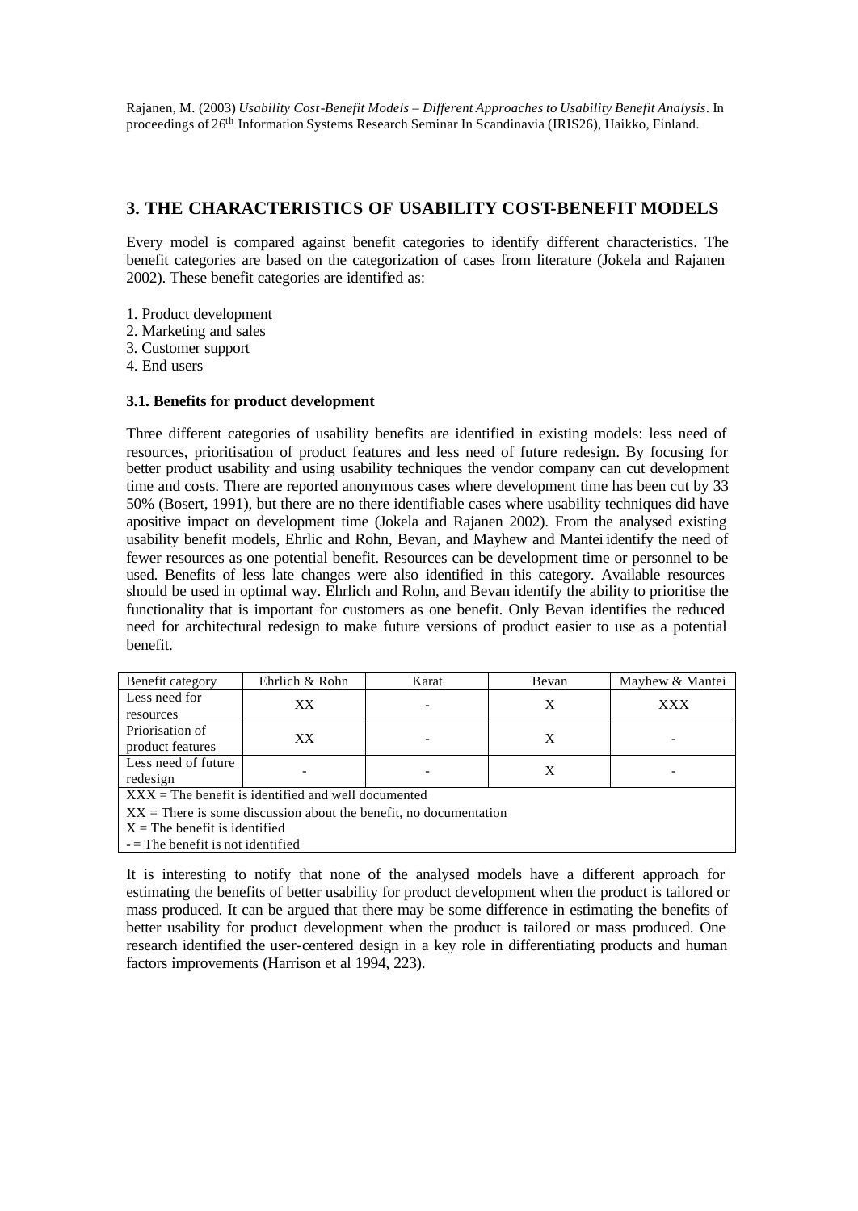## 3. THE CHARACTERISTICS OF USABILITY COST-BENEFIT MODELS

Every model is compared against benefit categories to identify different characteristics. The benefit categories are based on the categorization of cases from literature (Jokela and Rajanen 2002). These benefit categories are identified as:

1. Product development
2. Marketing and sales
3. Customer support
4. End users

### 3.1. Benefits for product development

Three different categories of usability benefits are identified in existing models: less need of resources, prioritisation of product features and less need of future redesign. By focusing for better product usability and using usability techniques the vendor company can cut development time and costs. There are reported anonymous cases where development time has been cut by 33 50% (Bosert, 1991), but there are no there identifiable cases where usability techniques did have apositive impact on development time (Jokela and Rajanen 2002). From the analysed existing usability benefit models, Ehrlic and Rohn, Bevan, and Mayhew and Mantei identify the need of fewer resources as one potential benefit. Resources can be development time or personnel to be used. Benefits of less late changes were also identified in this category. Available resources should be used in optimal way. Ehrlich and Rohn, and Bevan identify the ability to prioritise the functionality that is important for customers as one benefit. Only Bevan identifies the reduced need for architectural redesign to make future versions of product easier to use as a potential benefit.

| Benefit category | Ehrlich & Rohn | Karat | Bevan | Mayhew & Mantei |
|---|---|---|---|---|
| Less need for resources | XX | - | X | XXX |
| Priorisation of product features | XX | - | X | - |
| Less need of future redesign | - | - | X | - |
| XXX = The benefit is identified and well documented<br>XX = There is some discussion about the benefit, no documentation<br>X = The benefit is identified<br>- = The benefit is not identified | | | | |

It is interesting to notify that none of the analysed models have a different approach for estimating the benefits of better usability for product development when the product is tailored or mass produced. It can be argued that there may be some difference in estimating the benefits of better usability for product development when the product is tailored or mass produced. One research identified the user-centered design in a key role in differentiating products and human factors improvements (Harrison et al 1994, 223).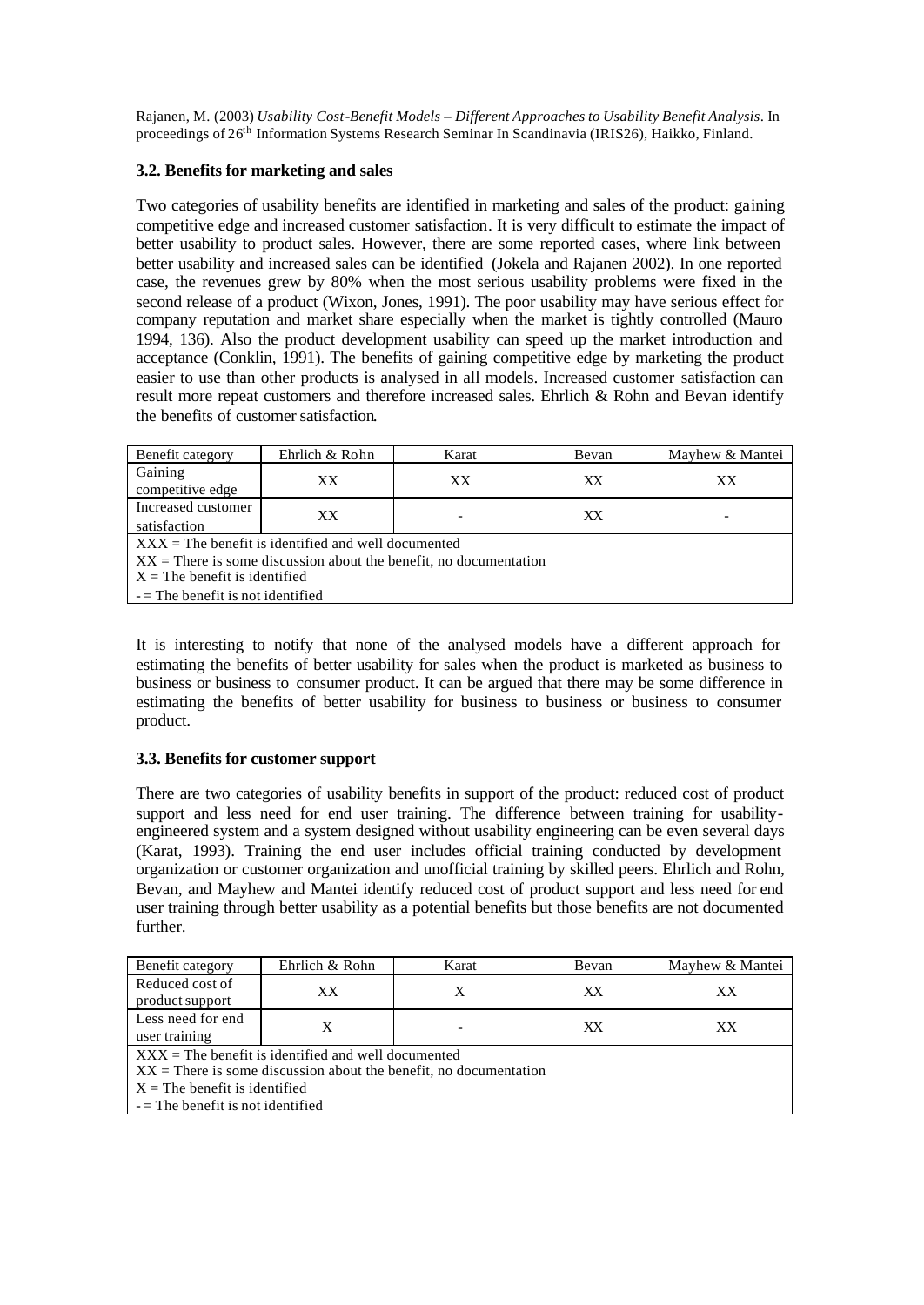### 3.2. Benefits for marketing and sales

Two categories of usability benefits are identified in marketing and sales of the product: gaining competitive edge and increased customer satisfaction. It is very difficult to estimate the impact of better usability to product sales. However, there are some reported cases, where link between better usability and increased sales can be identified (Jokela and Rajanen 2002). In one reported case, the revenues grew by 80% when the most serious usability problems were fixed in the second release of a product (Wixon, Jones, 1991). The poor usability may have serious effect for company reputation and market share especially when the market is tightly controlled (Mauro 1994, 136). Also the product development usability can speed up the market introduction and acceptance (Conklin, 1991). The benefits of gaining competitive edge by marketing the product easier to use than other products is analysed in all models. Increased customer satisfaction can result more repeat customers and therefore increased sales. Ehrlich & Rohn and Bevan identify the benefits of customer satisfaction.

| Benefit category | Ehrlich & Rohn | Karat | Bevan | Mayhew & Mantei |
|---|---|---|---|---|
| Gaining competitive edge | XX | XX | XX | XX |
| Increased customer satisfaction | XX | - | XX | - |
| XXX = The benefit is identified and well documented<br>XX = There is some discussion about the benefit, no documentation<br>X = The benefit is identified<br>- = The benefit is not identified | | | | |

It is interesting to notify that none of the analysed models have a different approach for estimating the benefits of better usability for sales when the product is marketed as business to business or business to consumer product. It can be argued that there may be some difference in estimating the benefits of better usability for business to business or business to consumer product.

### 3.3. Benefits for customer support

There are two categories of usability benefits in support of the product: reduced cost of product support and less need for end user training. The difference between training for usability-engineered system and a system designed without usability engineering can be even several days (Karat, 1993). Training the end user includes official training conducted by development organization or customer organization and unofficial training by skilled peers. Ehrlich and Rohn, Bevan, and Mayhew and Mantei identify reduced cost of product support and less need for end user training through better usability as a potential benefits but those benefits are not documented further.

| Benefit category | Ehrlich & Rohn | Karat | Bevan | Mayhew & Mantei |
|---|---|---|---|---|
| Reduced cost of product support | XX | X | XX | XX |
| Less need for end user training | X | - | XX | XX |
| XXX = The benefit is identified and well documented<br>XX = There is some discussion about the benefit, no documentation<br>X = The benefit is identified<br>- = The benefit is not identified | | | | |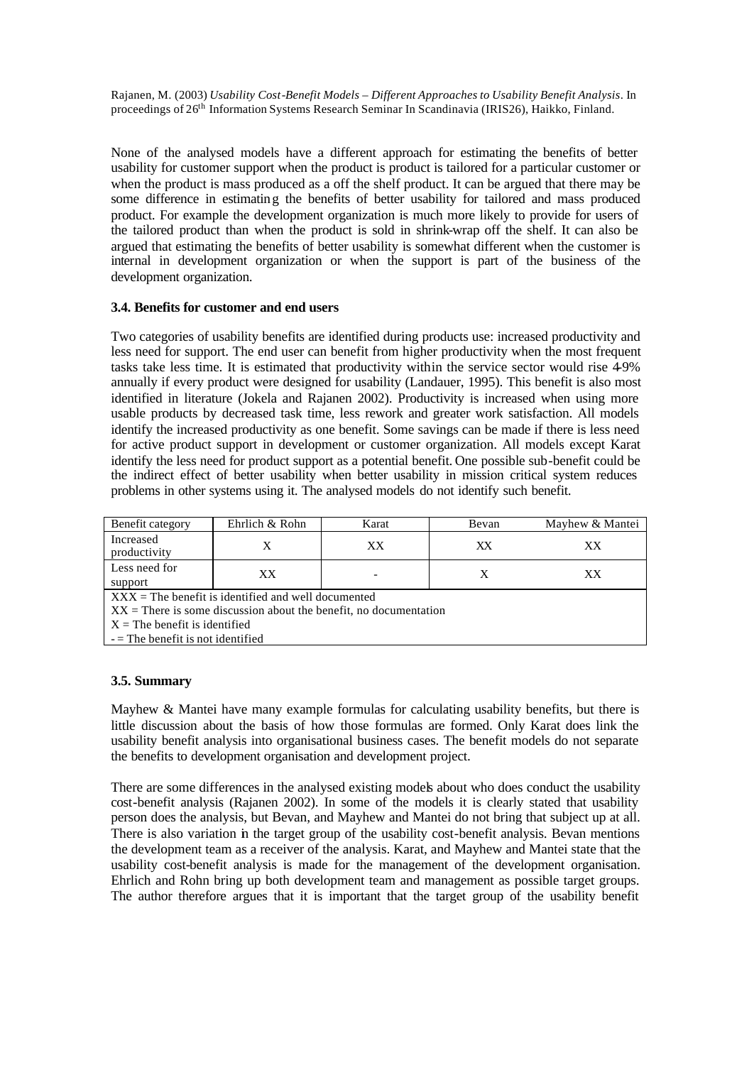None of the analysed models have a different approach for estimating the benefits of better usability for customer support when the product is product is tailored for a particular customer or when the product is mass produced as a off the shelf product. It can be argued that there may be some difference in estimating the benefits of better usability for tailored and mass produced product. For example the development organization is much more likely to provide for users of the tailored product than when the product is sold in shrink-wrap off the shelf. It can also be argued that estimating the benefits of better usability is somewhat different when the customer is internal in development organization or when the support is part of the business of the development organization.

### 3.4. Benefits for customer and end users

Two categories of usability benefits are identified during products use: increased productivity and less need for support. The end user can benefit from higher productivity when the most frequent tasks take less time. It is estimated that productivity within the service sector would rise 4-9% annually if every product were designed for usability (Landauer, 1995). This benefit is also most identified in literature (Jokela and Rajanen 2002). Productivity is increased when using more usable products by decreased task time, less rework and greater work satisfaction. All models identify the increased productivity as one benefit. Some savings can be made if there is less need for active product support in development or customer organization. All models except Karat identify the less need for product support as a potential benefit. One possible sub-benefit could be the indirect effect of better usability when better usability in mission critical system reduces problems in other systems using it. The analysed models do not identify such benefit.

| Benefit category | Ehrlich & Rohn | Karat | Bevan | Mayhew & Mantei |
|---|---|---|---|---|
| Increased productivity | X | XX | XX | XX |
| Less need for support | XX | - | X | XX |

XXX = The benefit is identified and well documented
XX = There is some discussion about the benefit, no documentation
X = The benefit is identified
- = The benefit is not identified

### 3.5. Summary

Mayhew & Mantei have many example formulas for calculating usability benefits, but there is little discussion about the basis of how those formulas are formed. Only Karat does link the usability benefit analysis into organisational business cases. The benefit models do not separate the benefits to development organisation and development project.

There are some differences in the analysed existing models about who does conduct the usability cost-benefit analysis (Rajanen 2002). In some of the models it is clearly stated that usability person does the analysis, but Bevan, and Mayhew and Mantei do not bring that subject up at all. There is also variation in the target group of the usability cost-benefit analysis. Bevan mentions the development team as a receiver of the analysis. Karat, and Mayhew and Mantei state that the usability cost-benefit analysis is made for the management of the development organisation. Ehrlich and Rohn bring up both development team and management as possible target groups. The author therefore argues that it is important that the target group of the usability benefit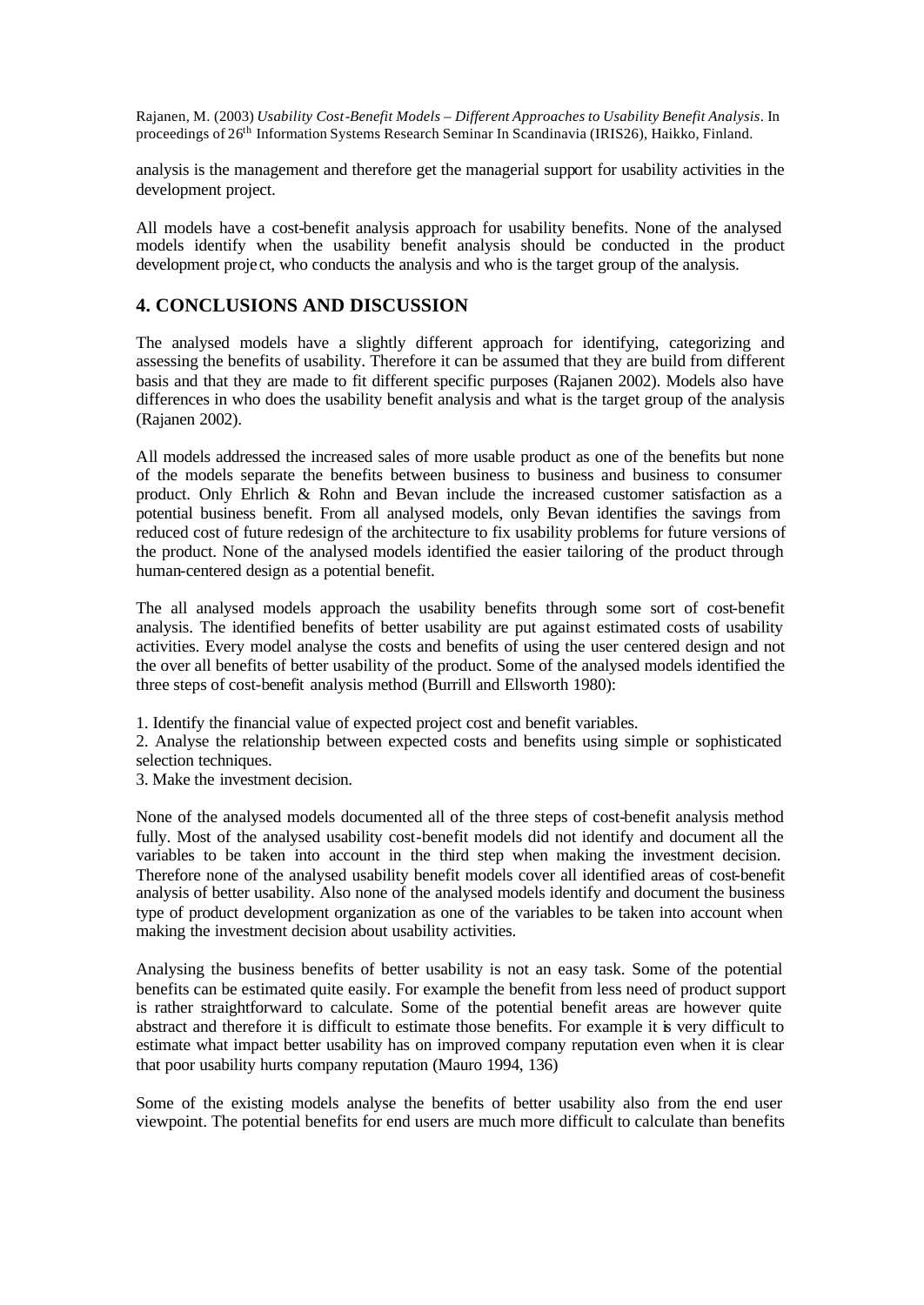analysis is the management and therefore get the managerial support for usability activities in the development project.

All models have a cost-benefit analysis approach for usability benefits. None of the analysed models identify when the usability benefit analysis should be conducted in the product development project, who conducts the analysis and who is the target group of the analysis.

## 4. CONCLUSIONS AND DISCUSSION

The analysed models have a slightly different approach for identifying, categorizing and assessing the benefits of usability. Therefore it can be assumed that they are build from different basis and that they are made to fit different specific purposes (Rajanen 2002). Models also have differences in who does the usability benefit analysis and what is the target group of the analysis (Rajanen 2002).

All models addressed the increased sales of more usable product as one of the benefits but none of the models separate the benefits between business to business and business to consumer product. Only Ehrlich & Rohn and Bevan include the increased customer satisfaction as a potential business benefit. From all analysed models, only Bevan identifies the savings from reduced cost of future redesign of the architecture to fix usability problems for future versions of the product. None of the analysed models identified the easier tailoring of the product through human-centered design as a potential benefit.

The all analysed models approach the usability benefits through some sort of cost-benefit analysis. The identified benefits of better usability are put against estimated costs of usability activities. Every model analyse the costs and benefits of using the user centered design and not the over all benefits of better usability of the product. Some of the analysed models identified the three steps of cost-benefit analysis method (Burrill and Ellsworth 1980):

1. Identify the financial value of expected project cost and benefit variables.
2. Analyse the relationship between expected costs and benefits using simple or sophisticated selection techniques.
3. Make the investment decision.

None of the analysed models documented all of the three steps of cost-benefit analysis method fully. Most of the analysed usability cost-benefit models did not identify and document all the variables to be taken into account in the third step when making the investment decision. Therefore none of the analysed usability benefit models cover all identified areas of cost-benefit analysis of better usability. Also none of the analysed models identify and document the business type of product development organization as one of the variables to be taken into account when making the investment decision about usability activities.

Analysing the business benefits of better usability is not an easy task. Some of the potential benefits can be estimated quite easily. For example the benefit from less need of product support is rather straightforward to calculate. Some of the potential benefit areas are however quite abstract and therefore it is difficult to estimate those benefits. For example it is very difficult to estimate what impact better usability has on improved company reputation even when it is clear that poor usability hurts company reputation (Mauro 1994, 136)

Some of the existing models analyse the benefits of better usability also from the end user viewpoint. The potential benefits for end users are much more difficult to calculate than benefits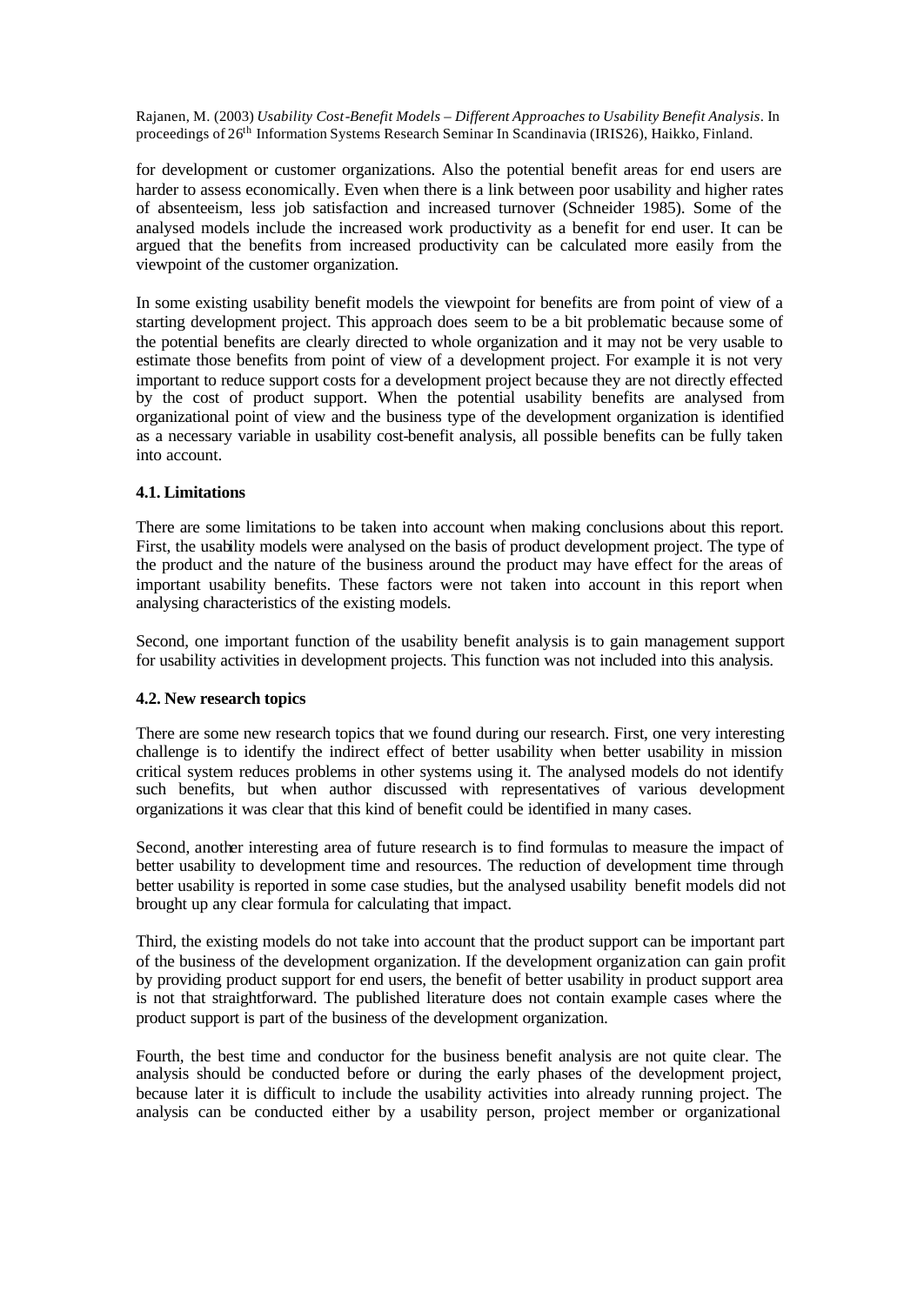for development or customer organizations. Also the potential benefit areas for end users are harder to assess economically. Even when there is a link between poor usability and higher rates of absenteeism, less job satisfaction and increased turnover (Schneider 1985). Some of the analysed models include the increased work productivity as a benefit for end user. It can be argued that the benefits from increased productivity can be calculated more easily from the viewpoint of the customer organization.

In some existing usability benefit models the viewpoint for benefits are from point of view of a starting development project. This approach does seem to be a bit problematic because some of the potential benefits are clearly directed to whole organization and it may not be very usable to estimate those benefits from point of view of a development project. For example it is not very important to reduce support costs for a development project because they are not directly effected by the cost of product support. When the potential usability benefits are analysed from organizational point of view and the business type of the development organization is identified as a necessary variable in usability cost-benefit analysis, all possible benefits can be fully taken into account.

### 4.1. Limitations

There are some limitations to be taken into account when making conclusions about this report. First, the usability models were analysed on the basis of product development project. The type of the product and the nature of the business around the product may have effect for the areas of important usability benefits. These factors were not taken into account in this report when analysing characteristics of the existing models.

Second, one important function of the usability benefit analysis is to gain management support for usability activities in development projects. This function was not included into this analysis.

### 4.2. New research topics

There are some new research topics that we found during our research. First, one very interesting challenge is to identify the indirect effect of better usability when better usability in mission critical system reduces problems in other systems using it. The analysed models do not identify such benefits, but when author discussed with representatives of various development organizations it was clear that this kind of benefit could be identified in many cases.

Second, another interesting area of future research is to find formulas to measure the impact of better usability to development time and resources. The reduction of development time through better usability is reported in some case studies, but the analysed usability benefit models did not brought up any clear formula for calculating that impact.

Third, the existing models do not take into account that the product support can be important part of the business of the development organization. If the development organization can gain profit by providing product support for end users, the benefit of better usability in product support area is not that straightforward. The published literature does not contain example cases where the product support is part of the business of the development organization.

Fourth, the best time and conductor for the business benefit analysis are not quite clear. The analysis should be conducted before or during the early phases of the development project, because later it is difficult to include the usability activities into already running project. The analysis can be conducted either by a usability person, project member or organizational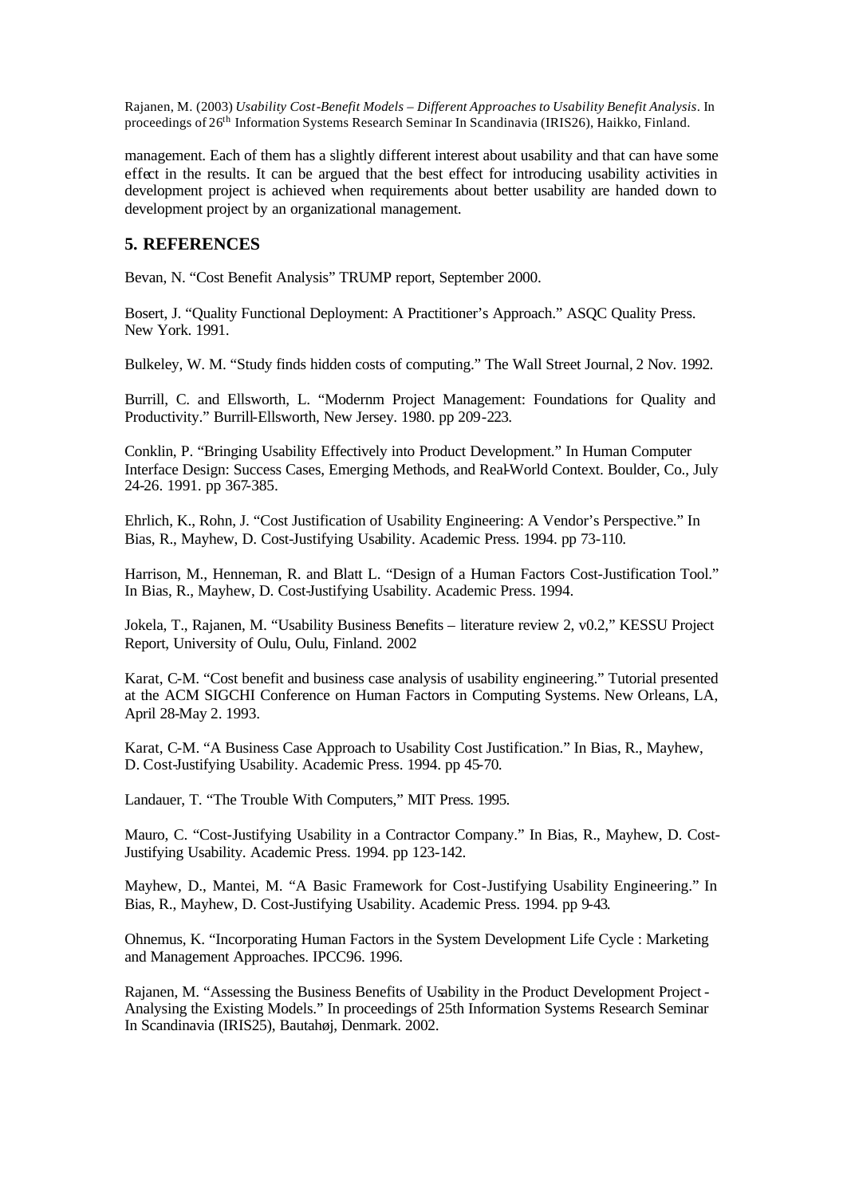management. Each of them has a slightly different interest about usability and that can have some effect in the results. It can be argued that the best effect for introducing usability activities in development project is achieved when requirements about better usability are handed down to development project by an organizational management.

## 5. REFERENCES

Bevan, N. "Cost Benefit Analysis" TRUMP report, September 2000.

Bosert, J. "Quality Functional Deployment: A Practitioner's Approach." ASQC Quality Press. New York. 1991.

Bulkeley, W. M. "Study finds hidden costs of computing." The Wall Street Journal, 2 Nov. 1992.

Burrill, C. and Ellsworth, L. "Modernm Project Management: Foundations for Quality and Productivity." Burrill-Ellsworth, New Jersey. 1980. pp 209-223.

Conklin, P. "Bringing Usability Effectively into Product Development." In Human Computer Interface Design: Success Cases, Emerging Methods, and Real-World Context. Boulder, Co., July 24-26. 1991. pp 367-385.

Ehrlich, K., Rohn, J. "Cost Justification of Usability Engineering: A Vendor's Perspective." In Bias, R., Mayhew, D. Cost-Justifying Usability. Academic Press. 1994. pp 73-110.

Harrison, M., Henneman, R. and Blatt L. "Design of a Human Factors Cost-Justification Tool." In Bias, R., Mayhew, D. Cost-Justifying Usability. Academic Press. 1994.

Jokela, T., Rajanen, M. "Usability Business Benefits – literature review 2, v0.2," KESSU Project Report, University of Oulu, Oulu, Finland. 2002

Karat, C-M. "Cost benefit and business case analysis of usability engineering." Tutorial presented at the ACM SIGCHI Conference on Human Factors in Computing Systems. New Orleans, LA, April 28-May 2. 1993.

Karat, C-M. "A Business Case Approach to Usability Cost Justification." In Bias, R., Mayhew, D. Cost-Justifying Usability. Academic Press. 1994. pp 45-70.

Landauer, T. "The Trouble With Computers," MIT Press. 1995.

Mauro, C. "Cost-Justifying Usability in a Contractor Company." In Bias, R., Mayhew, D. Cost-Justifying Usability. Academic Press. 1994. pp 123-142.

Mayhew, D., Mantei, M. "A Basic Framework for Cost-Justifying Usability Engineering." In Bias, R., Mayhew, D. Cost-Justifying Usability. Academic Press. 1994. pp 9-43.

Ohnemus, K. "Incorporating Human Factors in the System Development Life Cycle : Marketing and Management Approaches. IPCC96. 1996.

Rajanen, M. "Assessing the Business Benefits of Usability in the Product Development Project - Analysing the Existing Models." In proceedings of 25th Information Systems Research Seminar In Scandinavia (IRIS25), Bautahøj, Denmark. 2002.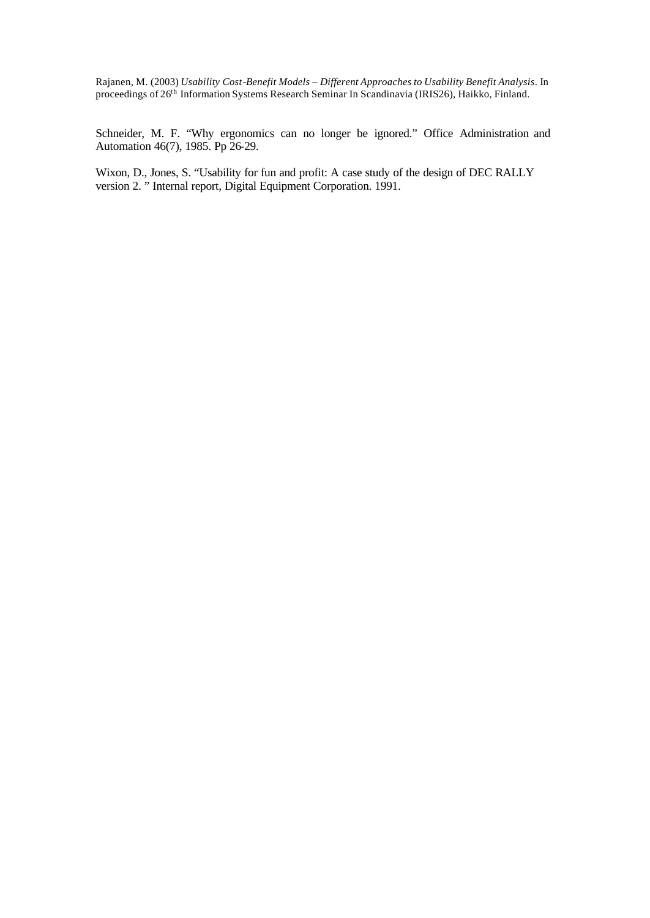Rajanen, M. (2003) *Usability Cost-Benefit Models – Different Approaches to Usability Benefit Analysis*. In proceedings of 26th Information Systems Research Seminar In Scandinavia (IRIS26), Haikko, Finland.

Schneider, M. F. "Why ergonomics can no longer be ignored." Office Administration and Automation 46(7), 1985. Pp 26-29.

Wixon, D., Jones, S. "Usability for fun and profit: A case study of the design of DEC RALLY version 2. " Internal report, Digital Equipment Corporation. 1991.